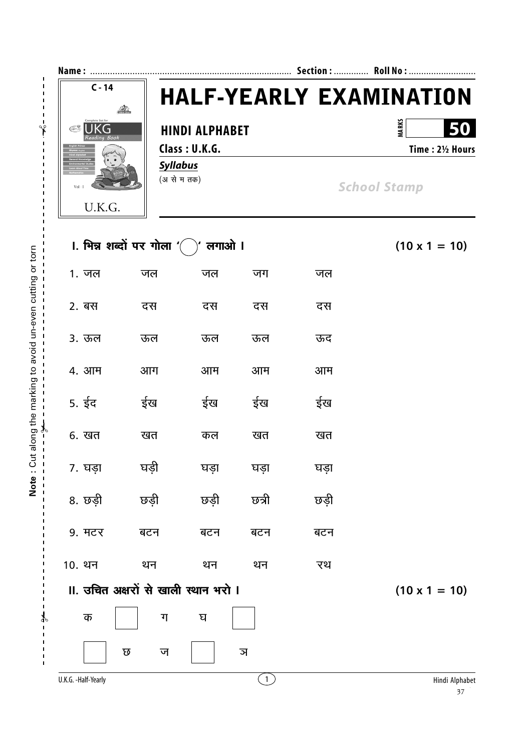Name : ................................................................................ Section : ............. Roll No : ..........................

C - 14

# HALF-YEARLY EXAMINATION

## HINDI ALPHABET

**MARKS 50**

**Class : U.K.G.**

**Time : 2½ Hours**

***Syllabus***

(अ से म तक)

*School Stamp*

### I. भिन्न शब्दों पर गोला '◯' लगाओ ।                (10 x 1 = 10)

| | | | | |
|---|---|---|---|---|
| 1. जल | जल | जल | जग | जल |
| 2. बस | दस | दस | दस | दस |
| 3. ऊल | ऊल | ऊल | ऊल | ऊद |
| 4. आम | आग | आम | आम | आम |
| 5. ईद | ईख | ईख | ईख | ईख |
| 6. खत | खत | कल | खत | खत |
| 7. घड़ा | घड़ी | घड़ा | घड़ा | घड़ा |
| 8. छड़ी | छड़ी | छड़ी | छत्री | छड़ी |
| 9. मटर | बटन | बटन | बटन | बटन |
| 10. थन | थन | थन | थन | रथ |

### II. उचित अक्षरों से खाली स्थान भरो ।                (10 x 1 = 10)

क ☐ ग घ ☐

☐ छ ज ☐ ञ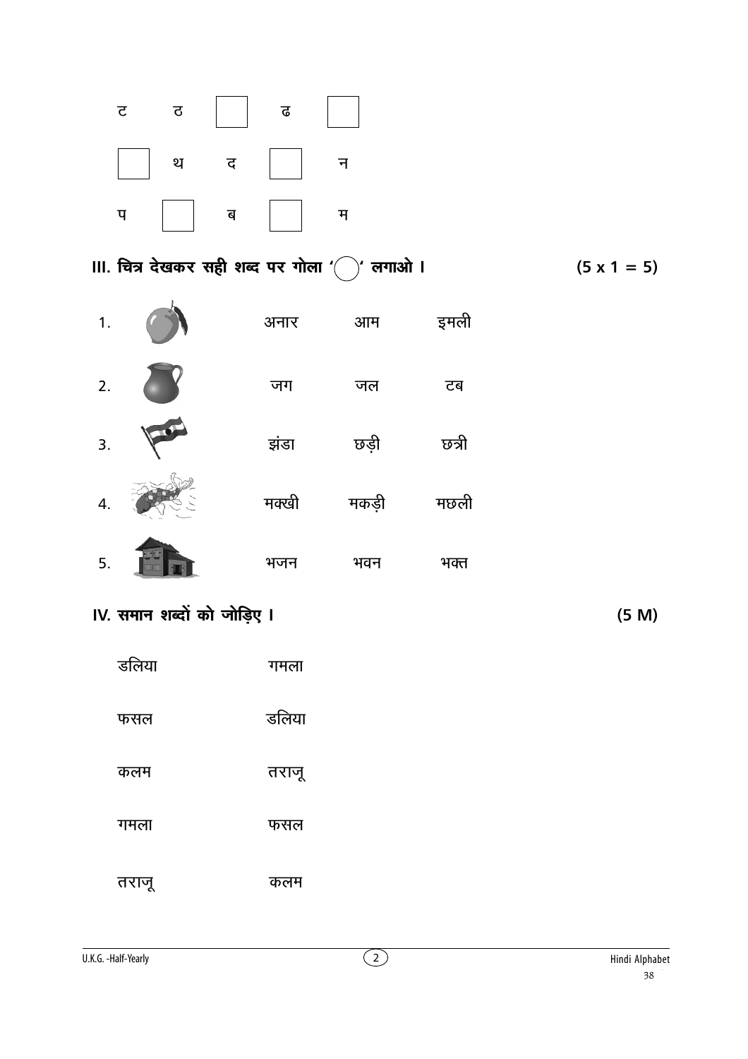| ट | ठ | ☐ | ढ | ☐ |
|---|---|---|---|---|
| ☐ | थ | द | ☐ | न |
| प | ☐ | ब | ☐ | म |

**III. चित्र देखकर सही शब्द पर गोला '◯' लगाओ ।** **(5 x 1 = 5)**

1. अनार &nbsp;&nbsp; आम &nbsp;&nbsp; इमली
2. जग &nbsp;&nbsp; जल &nbsp;&nbsp; टब
3. झंडा &nbsp;&nbsp; छड़ी &nbsp;&nbsp; छत्री
4. मक्खी &nbsp;&nbsp; मकड़ी &nbsp;&nbsp; मछली
5. भजन &nbsp;&nbsp; भवन &nbsp;&nbsp; भक्त

**IV. समान शब्दों को जोड़िए ।** **(5 M)**

| | |
|---|---|
| डलिया | गमला |
| फसल | डलिया |
| कलम | तराजू |
| गमला | फसल |
| तराजू | कलम |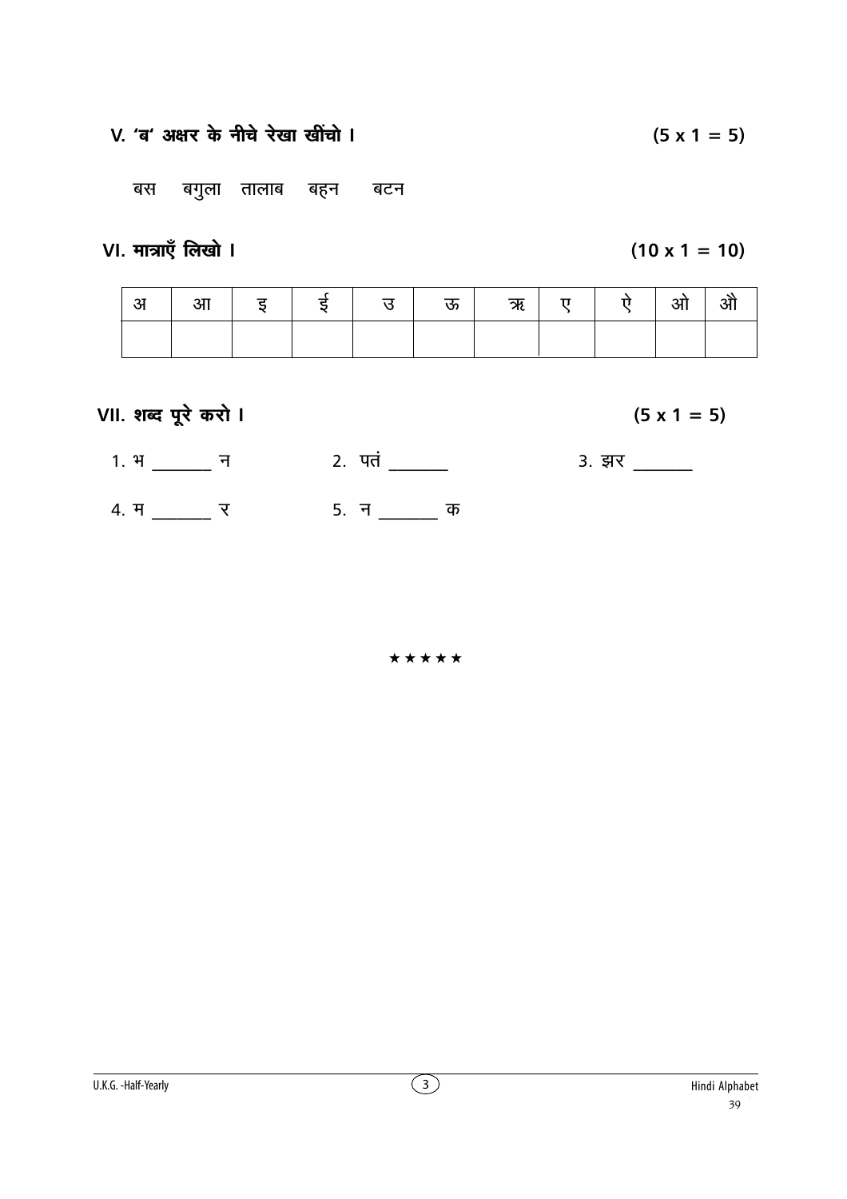**V. 'ब' अक्षर के नीचे रेखा खींचो ।** **(5 x 1 = 5)**

बस बगुला तालाब बहन बटन

**VI. मात्राएँ लिखो ।** **(10 x 1 = 10)**

| अ | आ | इ | ई | उ | ऊ | ऋ | ए | ऐ | ओ | औ |
|---|---|---|---|---|---|---|---|---|---|---|
| | | | | | | | | | | |

**VII. शब्द पूरे करो ।** **(5 x 1 = 5)**

1. भ ________ न
2. पतं ________
3. झर ________
4. म ________ र
5. न ________ क

★ ★ ★ ★ ★